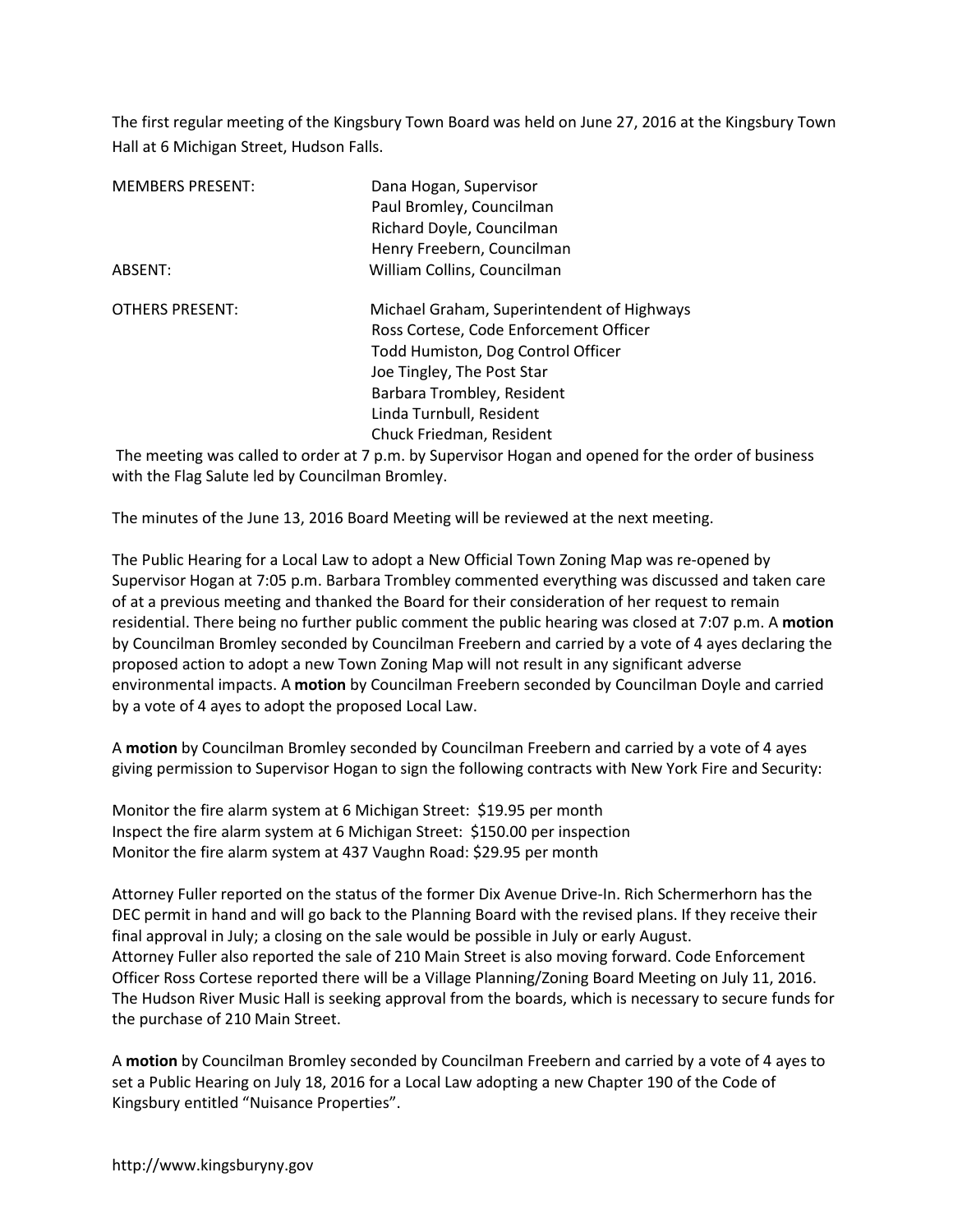The first regular meeting of the Kingsbury Town Board was held on June 27, 2016 at the Kingsbury Town Hall at 6 Michigan Street, Hudson Falls.

| | |
|---|---|
| MEMBERS PRESENT: | Dana Hogan, Supervisor |
| | Paul Bromley, Councilman |
| | Richard Doyle, Councilman |
| | Henry Freebern, Councilman |
| ABSENT: | William Collins, Councilman |
| | |
| OTHERS PRESENT: | Michael Graham, Superintendent of Highways |
| | Ross Cortese, Code Enforcement Officer |
| | Todd Humiston, Dog Control Officer |
| | Joe Tingley, The Post Star |
| | Barbara Trombley, Resident |
| | Linda Turnbull, Resident |
| | Chuck Friedman, Resident |

The meeting was called to order at 7 p.m. by Supervisor Hogan and opened for the order of business with the Flag Salute led by Councilman Bromley.

The minutes of the June 13, 2016 Board Meeting will be reviewed at the next meeting.

The Public Hearing for a Local Law to adopt a New Official Town Zoning Map was re-opened by Supervisor Hogan at 7:05 p.m. Barbara Trombley commented everything was discussed and taken care of at a previous meeting and thanked the Board for their consideration of her request to remain residential. There being no further public comment the public hearing was closed at 7:07 p.m. A **motion** by Councilman Bromley seconded by Councilman Freebern and carried by a vote of 4 ayes declaring the proposed action to adopt a new Town Zoning Map will not result in any significant adverse environmental impacts. A **motion** by Councilman Freebern seconded by Councilman Doyle and carried by a vote of 4 ayes to adopt the proposed Local Law.

A **motion** by Councilman Bromley seconded by Councilman Freebern and carried by a vote of 4 ayes giving permission to Supervisor Hogan to sign the following contracts with New York Fire and Security:

Monitor the fire alarm system at 6 Michigan Street: $19.95 per month
Inspect the fire alarm system at 6 Michigan Street: $150.00 per inspection
Monitor the fire alarm system at 437 Vaughn Road: $29.95 per month

Attorney Fuller reported on the status of the former Dix Avenue Drive-In. Rich Schermerhorn has the DEC permit in hand and will go back to the Planning Board with the revised plans. If they receive their final approval in July; a closing on the sale would be possible in July or early August.
Attorney Fuller also reported the sale of 210 Main Street is also moving forward. Code Enforcement Officer Ross Cortese reported there will be a Village Planning/Zoning Board Meeting on July 11, 2016. The Hudson River Music Hall is seeking approval from the boards, which is necessary to secure funds for the purchase of 210 Main Street.

A **motion** by Councilman Bromley seconded by Councilman Freebern and carried by a vote of 4 ayes to set a Public Hearing on July 18, 2016 for a Local Law adopting a new Chapter 190 of the Code of Kingsbury entitled "Nuisance Properties".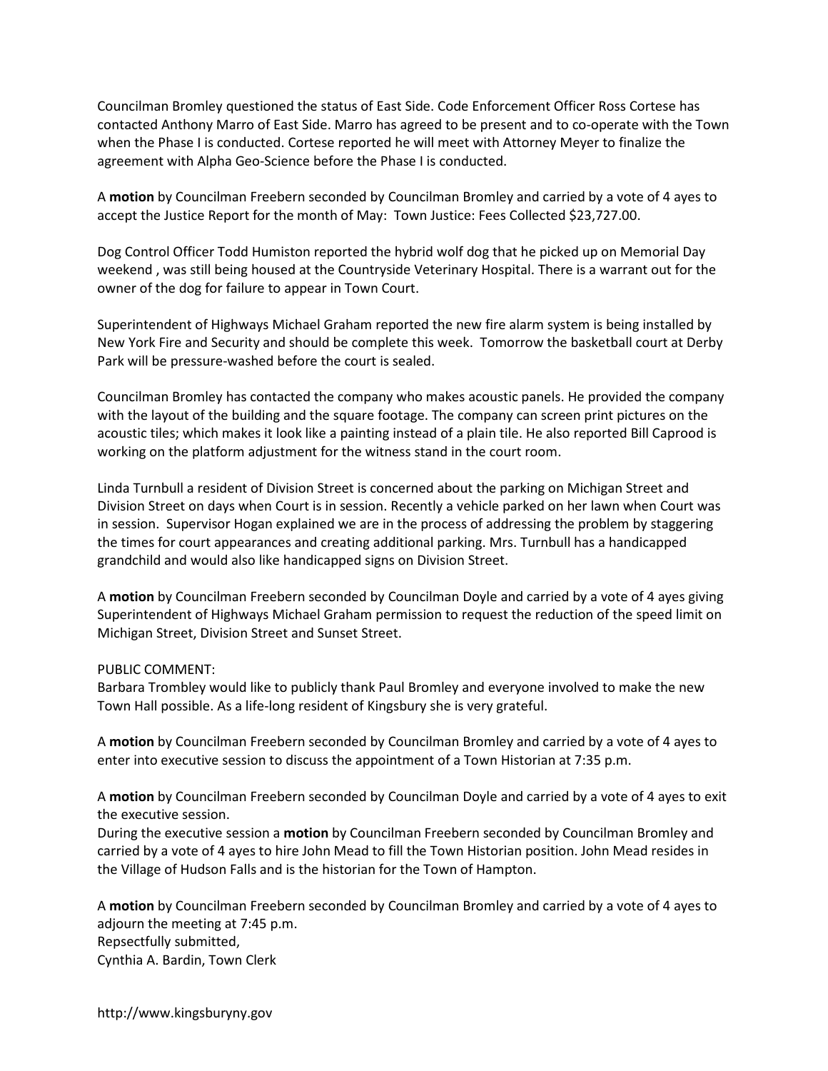Councilman Bromley questioned the status of East Side. Code Enforcement Officer Ross Cortese has contacted Anthony Marro of East Side. Marro has agreed to be present and to co-operate with the Town when the Phase I is conducted. Cortese reported he will meet with Attorney Meyer to finalize the agreement with Alpha Geo-Science before the Phase I is conducted.

A **motion** by Councilman Freebern seconded by Councilman Bromley and carried by a vote of 4 ayes to accept the Justice Report for the month of May: Town Justice: Fees Collected $23,727.00.

Dog Control Officer Todd Humiston reported the hybrid wolf dog that he picked up on Memorial Day weekend , was still being housed at the Countryside Veterinary Hospital. There is a warrant out for the owner of the dog for failure to appear in Town Court.

Superintendent of Highways Michael Graham reported the new fire alarm system is being installed by New York Fire and Security and should be complete this week. Tomorrow the basketball court at Derby Park will be pressure-washed before the court is sealed.

Councilman Bromley has contacted the company who makes acoustic panels. He provided the company with the layout of the building and the square footage. The company can screen print pictures on the acoustic tiles; which makes it look like a painting instead of a plain tile. He also reported Bill Caprood is working on the platform adjustment for the witness stand in the court room.

Linda Turnbull a resident of Division Street is concerned about the parking on Michigan Street and Division Street on days when Court is in session. Recently a vehicle parked on her lawn when Court was in session. Supervisor Hogan explained we are in the process of addressing the problem by staggering the times for court appearances and creating additional parking. Mrs. Turnbull has a handicapped grandchild and would also like handicapped signs on Division Street.

A **motion** by Councilman Freebern seconded by Councilman Doyle and carried by a vote of 4 ayes giving Superintendent of Highways Michael Graham permission to request the reduction of the speed limit on Michigan Street, Division Street and Sunset Street.

PUBLIC COMMENT:
Barbara Trombley would like to publicly thank Paul Bromley and everyone involved to make the new Town Hall possible. As a life-long resident of Kingsbury she is very grateful.

A **motion** by Councilman Freebern seconded by Councilman Bromley and carried by a vote of 4 ayes to enter into executive session to discuss the appointment of a Town Historian at 7:35 p.m.

A **motion** by Councilman Freebern seconded by Councilman Doyle and carried by a vote of 4 ayes to exit the executive session.
During the executive session a **motion** by Councilman Freebern seconded by Councilman Bromley and carried by a vote of 4 ayes to hire John Mead to fill the Town Historian position. John Mead resides in the Village of Hudson Falls and is the historian for the Town of Hampton.

A **motion** by Councilman Freebern seconded by Councilman Bromley and carried by a vote of 4 ayes to adjourn the meeting at 7:45 p.m.
Repsectfully submitted,
Cynthia A. Bardin, Town Clerk

http://www.kingsburyny.gov